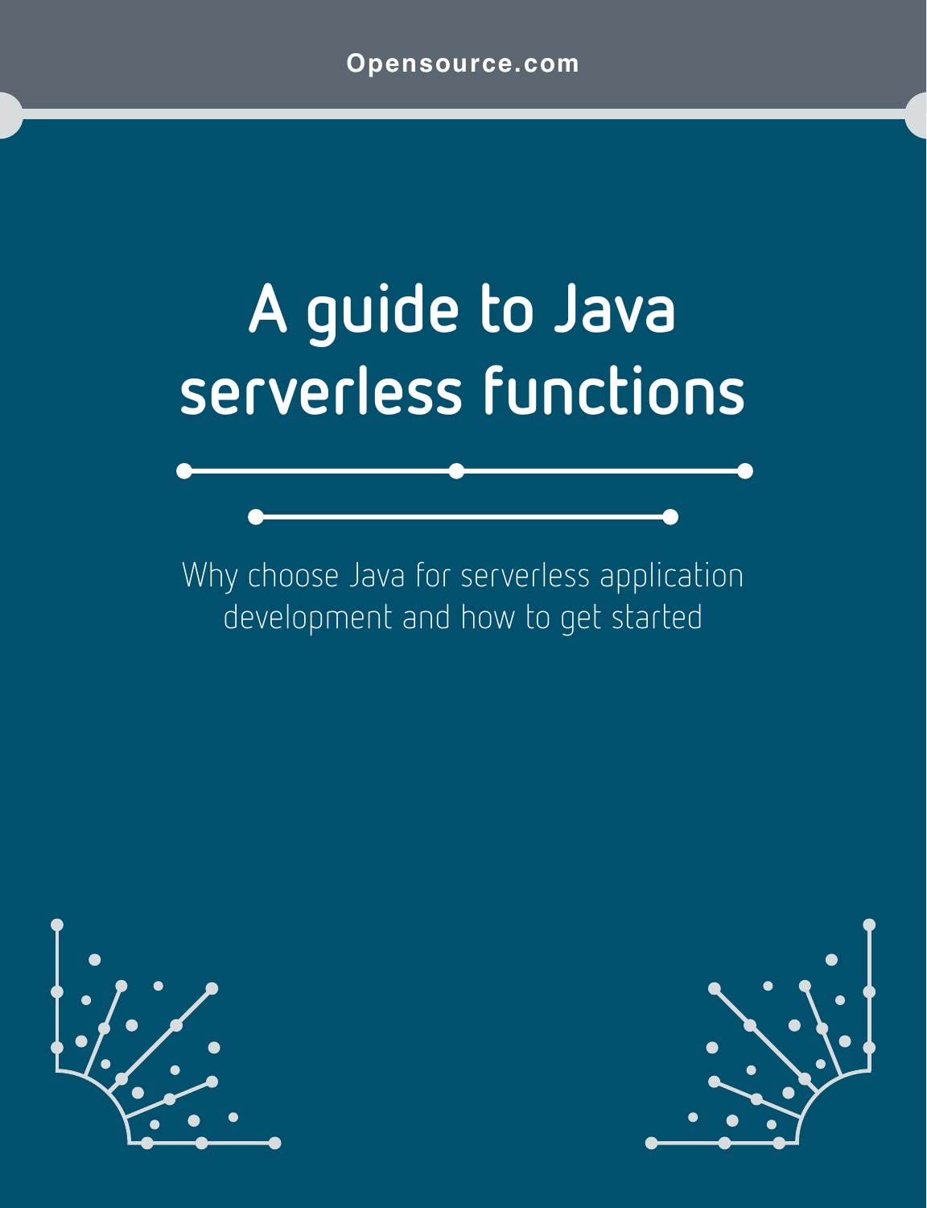Opensource.com

# A guide to Java serverless functions

Why choose Java for serverless application development and how to get started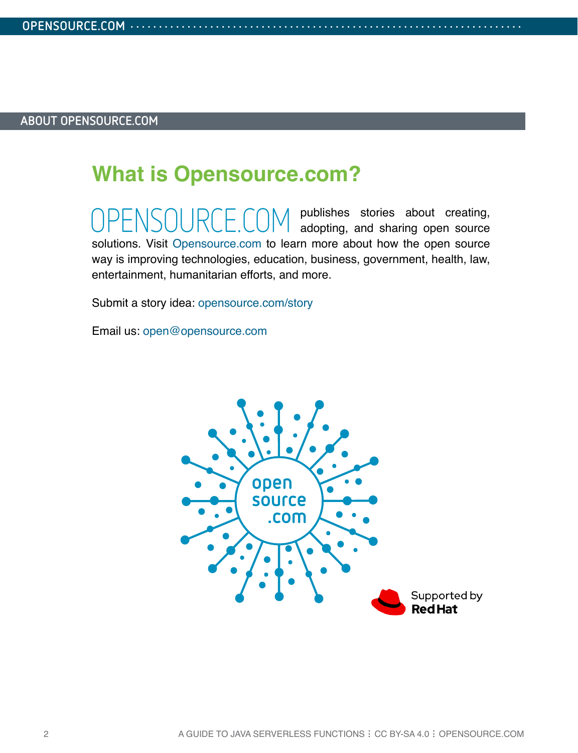## ABOUT OPENSOURCE.COM

# What is Opensource.com?

OPENSOURCE.COM publishes stories about creating, adopting, and sharing open source solutions. Visit Opensource.com to learn more about how the open source way is improving technologies, education, business, government, health, law, entertainment, humanitarian efforts, and more.

Submit a story idea: opensource.com/story

Email us: open@opensource.com

Supported by Red Hat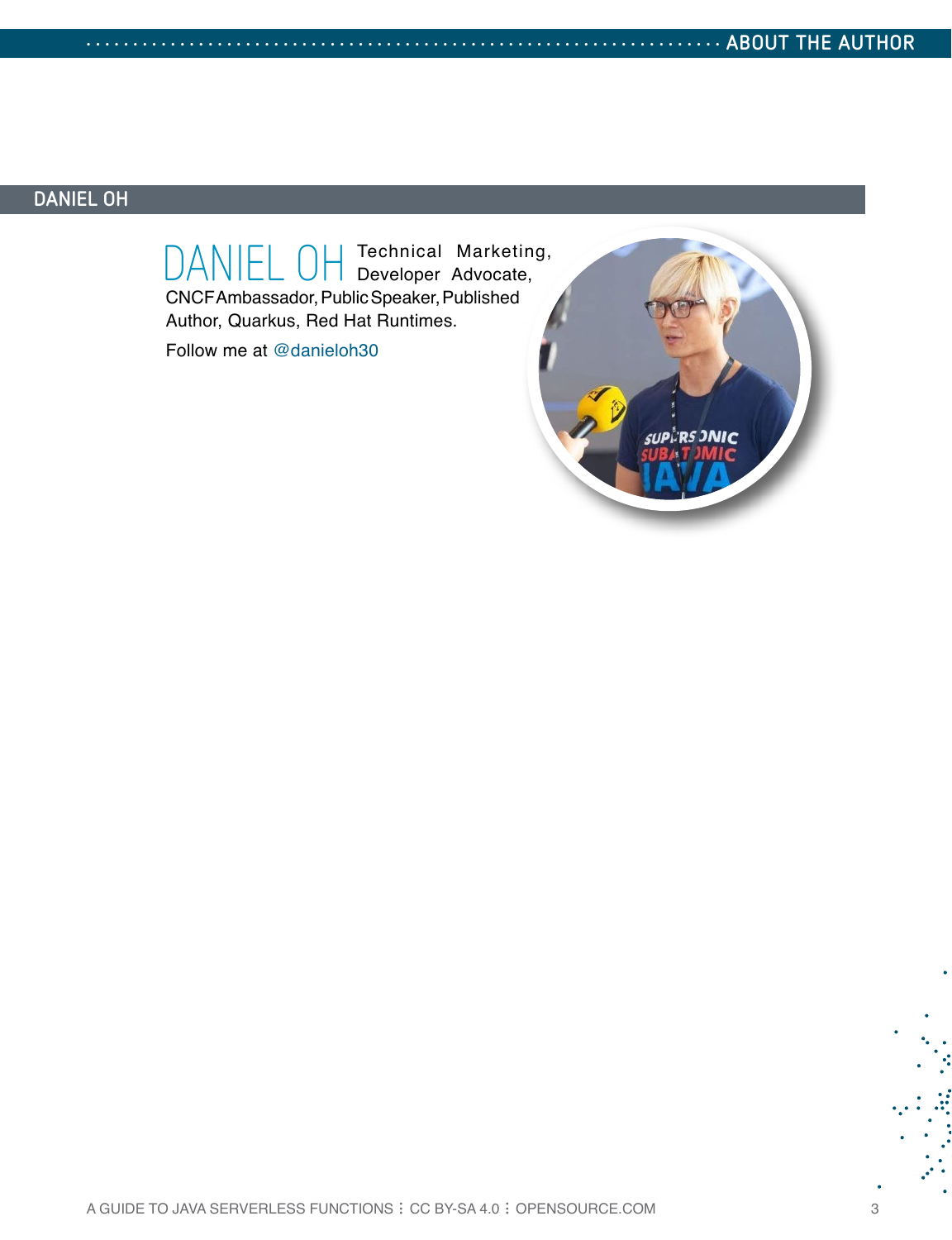## DANIEL OH

DANIEL OH Technical Marketing, Developer Advocate, CNCF Ambassador, Public Speaker, Published Author, Quarkus, Red Hat Runtimes.

Follow me at @danieloh30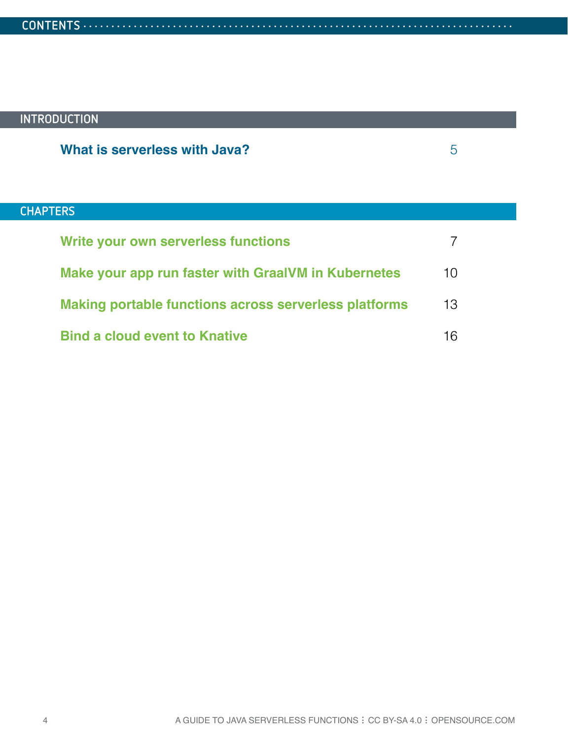# CONTENTS

## INTRODUCTION

| | |
|---|---|
| **What is serverless with Java?** | 5 |

## CHAPTERS

| | |
|---|---|
| **Write your own serverless functions** | 7 |
| **Make your app run faster with GraalVM in Kubernetes** | 10 |
| **Making portable functions across serverless platforms** | 13 |
| **Bind a cloud event to Knative** | 16 |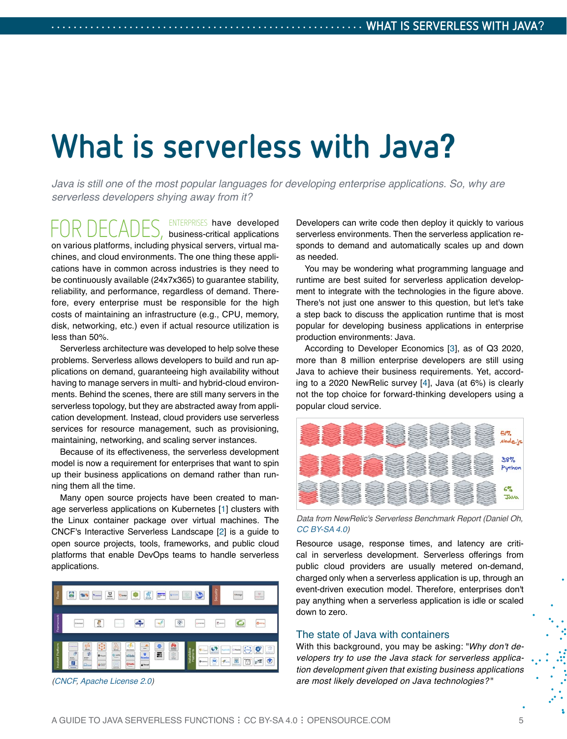# What is serverless with Java?

*Java is still one of the most popular languages for developing enterprise applications. So, why are serverless developers shying away from it?*

FOR DECADES, ENTERPRISES have developed business-critical applications on various platforms, including physical servers, virtual machines, and cloud environments. The one thing these applications have in common across industries is they need to be continuously available (24x7x365) to guarantee stability, reliability, and performance, regardless of demand. Therefore, every enterprise must be responsible for the high costs of maintaining an infrastructure (e.g., CPU, memory, disk, networking, etc.) even if actual resource utilization is less than 50%.

Serverless architecture was developed to help solve these problems. Serverless allows developers to build and run applications on demand, guaranteeing high availability without having to manage servers in multi- and hybrid-cloud environments. Behind the scenes, there are still many servers in the serverless topology, but they are abstracted away from application development. Instead, cloud providers use serverless services for resource management, such as provisioning, maintaining, networking, and scaling server instances.

Because of its effectiveness, the serverless development model is now a requirement for enterprises that want to spin up their business applications on demand rather than running them all the time.

Many open source projects have been created to manage serverless applications on Kubernetes [1] clusters with the Linux container package over virtual machines. The CNCF's Interactive Serverless Landscape [2] is a guide to open source projects, tools, frameworks, and public cloud platforms that enable DevOps teams to handle serverless applications.

*(CNCF, Apache License 2.0)*

Developers can write code then deploy it quickly to various serverless environments. Then the serverless application responds to demand and automatically scales up and down as needed.

You may be wondering what programming language and runtime are best suited for serverless application development to integrate with the technologies in the figure above. There's not just one answer to this question, but let's take a step back to discuss the application runtime that is most popular for developing business applications in enterprise production environments: Java.

According to Developer Economics [3], as of Q3 2020, more than 8 million enterprise developers are still using Java to achieve their business requirements. Yet, according to a 2020 NewRelic survey [4], Java (at 6%) is clearly not the top choice for forward-thinking developers using a popular cloud service.

*Data from NewRelic's Serverless Benchmark Report (Daniel Oh, CC BY-SA 4.0)*

Resource usage, response times, and latency are critical in serverless development. Serverless offerings from public cloud providers are usually metered on-demand, charged only when a serverless application is up, through an event-driven execution model. Therefore, enterprises don't pay anything when a serverless application is idle or scaled down to zero.

## The state of Java with containers

With this background, you may be asking: "*Why don't developers try to use the Java stack for serverless application development given that existing business applications are most likely developed on Java technologies?*"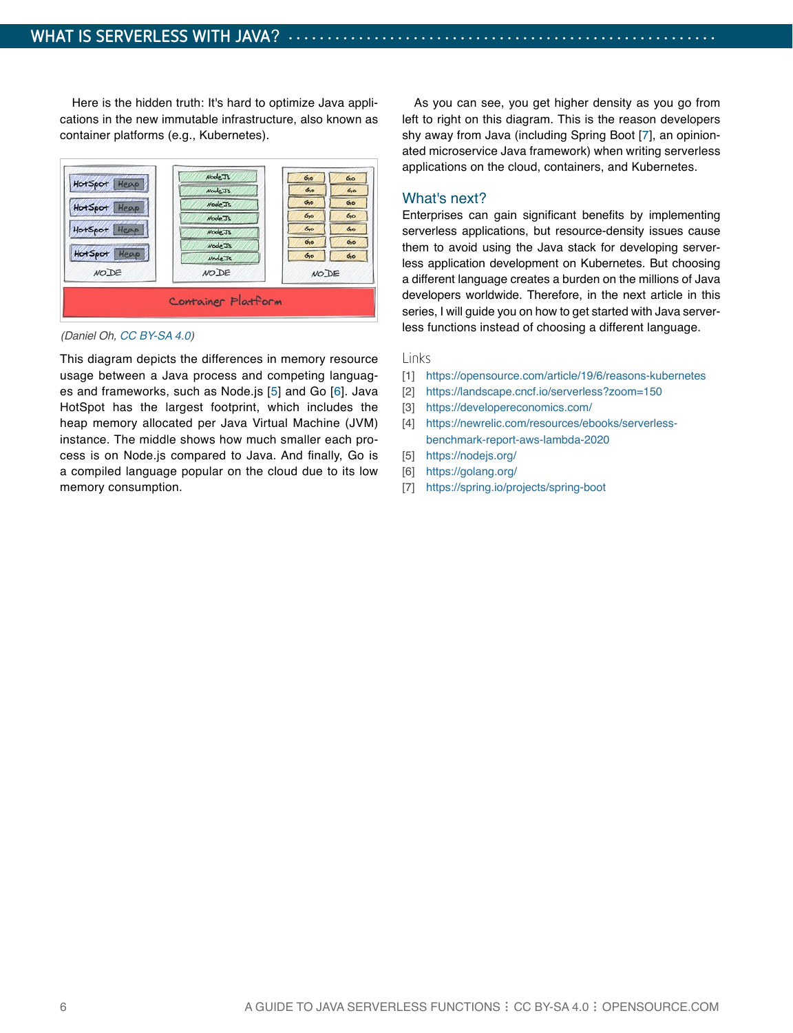Here is the hidden truth: It's hard to optimize Java applications in the new immutable infrastructure, also known as container platforms (e.g., Kubernetes).

*(Daniel Oh, CC BY-SA 4.0)*

This diagram depicts the differences in memory resource usage between a Java process and competing languages and frameworks, such as Node.js [5] and Go [6]. Java HotSpot has the largest footprint, which includes the heap memory allocated per Java Virtual Machine (JVM) instance. The middle shows how much smaller each process is on Node.js compared to Java. And finally, Go is a compiled language popular on the cloud due to its low memory consumption.

As you can see, you get higher density as you go from left to right on this diagram. This is the reason developers shy away from Java (including Spring Boot [7], an opinionated microservice Java framework) when writing serverless applications on the cloud, containers, and Kubernetes.

## What's next?

Enterprises can gain significant benefits by implementing serverless applications, but resource-density issues cause them to avoid using the Java stack for developing serverless application development on Kubernetes. But choosing a different language creates a burden on the millions of Java developers worldwide. Therefore, in the next article in this series, I will guide you on how to get started with Java serverless functions instead of choosing a different language.

### Links

[1] https://opensource.com/article/19/6/reasons-kubernetes
[2] https://landscape.cncf.io/serverless?zoom=150
[3] https://developereconomics.com/
[4] https://newrelic.com/resources/ebooks/serverless-benchmark-report-aws-lambda-2020
[5] https://nodejs.org/
[6] https://golang.org/
[7] https://spring.io/projects/spring-boot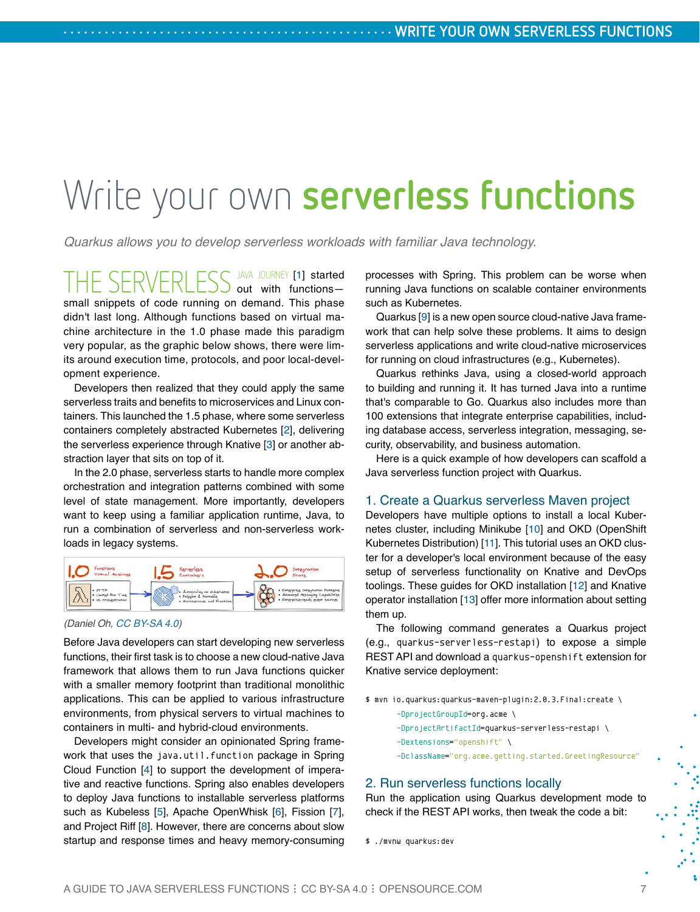# Write your own **serverless functions**

*Quarkus allows you to develop serverless workloads with familiar Java technology.*

THE SERVERLESS JAVA JOURNEY [1] started out with functions—small snippets of code running on demand. This phase didn't last long. Although functions based on virtual machine architecture in the 1.0 phase made this paradigm very popular, as the graphic below shows, there were limits around execution time, protocols, and poor local-development experience.

Developers then realized that they could apply the same serverless traits and benefits to microservices and Linux containers. This launched the 1.5 phase, where some serverless containers completely abstracted Kubernetes [2], delivering the serverless experience through Knative [3] or another abstraction layer that sits on top of it.

In the 2.0 phase, serverless starts to handle more complex orchestration and integration patterns combined with some level of state management. More importantly, developers want to keep using a familiar application runtime, Java, to run a combination of serverless and non-serverless workloads in legacy systems.

(Daniel Oh, CC BY-SA 4.0)

Before Java developers can start developing new serverless functions, their first task is to choose a new cloud-native Java framework that allows them to run Java functions quicker with a smaller memory footprint than traditional monolithic applications. This can be applied to various infrastructure environments, from physical servers to virtual machines to containers in multi- and hybrid-cloud environments.

Developers might consider an opinionated Spring framework that uses the `java.util.function` package in Spring Cloud Function [4] to support the development of imperative and reactive functions. Spring also enables developers to deploy Java functions to installable serverless platforms such as Kubeless [5], Apache OpenWhisk [6], Fission [7], and Project Riff [8]. However, there are concerns about slow startup and response times and heavy memory-consuming processes with Spring. This problem can be worse when running Java functions on scalable container environments such as Kubernetes.

Quarkus [9] is a new open source cloud-native Java framework that can help solve these problems. It aims to design serverless applications and write cloud-native microservices for running on cloud infrastructures (e.g., Kubernetes).

Quarkus rethinks Java, using a closed-world approach to building and running it. It has turned Java into a runtime that's comparable to Go. Quarkus also includes more than 100 extensions that integrate enterprise capabilities, including database access, serverless integration, messaging, security, observability, and business automation.

Here is a quick example of how developers can scaffold a Java serverless function project with Quarkus.

## 1. Create a Quarkus serverless Maven project

Developers have multiple options to install a local Kubernetes cluster, including Minikube [10] and OKD (OpenShift Kubernetes Distribution) [11]. This tutorial uses an OKD cluster for a developer's local environment because of the easy setup of serverless functionality on Knative and DevOps toolings. These guides for OKD installation [12] and Knative operator installation [13] offer more information about setting them up.

The following command generates a Quarkus project (e.g., `quarkus-serverless-restapi`) to expose a simple REST API and download a `quarkus-openshift` extension for Knative service deployment:

```
$ mvn io.quarkus:quarkus-maven-plugin:2.0.3.Final:create \
       -DprojectGroupId=org.acme \
       -DprojectArtifactId=quarkus-serverless-restapi \
       -Dextensions="openshift" \
       -DclassName="org.acme.getting.started.GreetingResource"
```

## 2. Run serverless functions locally

Run the application using Quarkus development mode to check if the REST API works, then tweak the code a bit:

```
$ ./mvnw quarkus:dev
```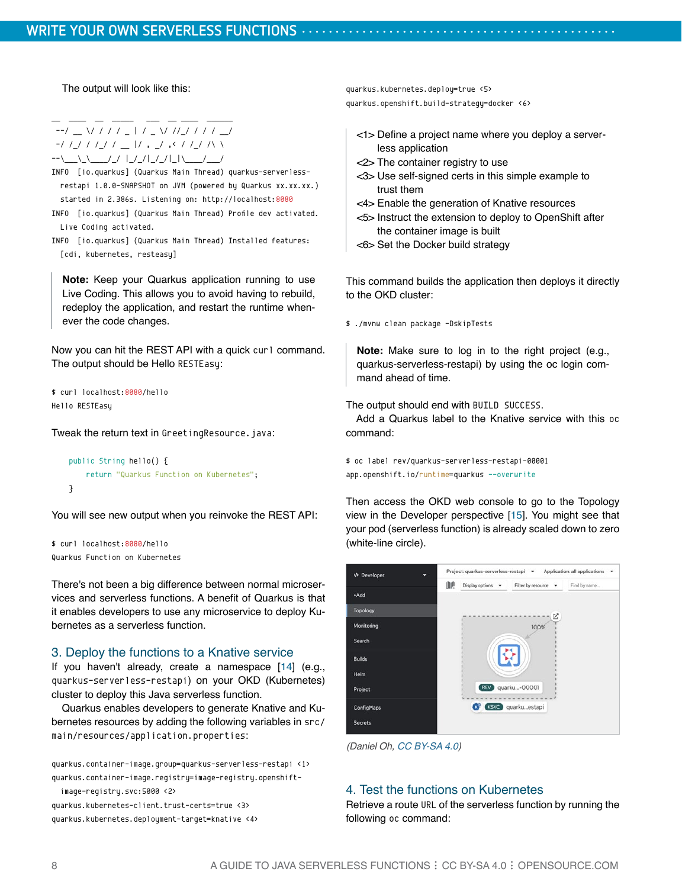The output will look like this:

```
__  ____  __  _____   ___  __ ____  ______
 --/ __ \/ / / / _ | / _ \/ //_/ / / / __/
 -/ /_/ / /_/ / __ |/ , _/ ,< / /_/ /\ \
--\___\_\____/_/ |_/_/|_/_/|_|\____/___/
INFO  [io.quarkus] (Quarkus Main Thread) quarkus-serverless-
  restapi 1.0.0-SNAPSHOT on JVM (powered by Quarkus xx.xx.xx.)
  started in 2.386s. Listening on: http://localhost:8080
INFO  [io.quarkus] (Quarkus Main Thread) Profile dev activated.
  Live Coding activated.
INFO  [io.quarkus] (Quarkus Main Thread) Installed features:
  [cdi, kubernetes, resteasy]
```

**Note:** Keep your Quarkus application running to use Live Coding. This allows you to avoid having to rebuild, redeploy the application, and restart the runtime whenever the code changes.

Now you can hit the REST API with a quick `curl` command. The output should be Hello `RESTEasy`:

```
$ curl localhost:8080/hello
Hello RESTEasy
```

Tweak the return text in `GreetingResource.java`:

```
    public String hello() {
        return "Quarkus Function on Kubernetes";
    }
```

You will see new output when you reinvoke the REST API:

```
$ curl localhost:8080/hello
Quarkus Function on Kubernetes
```

There's not been a big difference between normal microservices and serverless functions. A benefit of Quarkus is that it enables developers to use any microservice to deploy Kubernetes as a serverless function.

## 3. Deploy the functions to a Knative service

If you haven't already, create a namespace [14] (e.g., `quarkus-serverless-restapi`) on your OKD (Kubernetes) cluster to deploy this Java serverless function.

Quarkus enables developers to generate Knative and Kubernetes resources by adding the following variables in `src/main/resources/application.properties`:

```
quarkus.container-image.group=quarkus-serverless-restapi <1>
quarkus.container-image.registry=image-registry.openshift-
  image-registry.svc:5000 <2>
quarkus.kubernetes-client.trust-certs=true <3>
quarkus.kubernetes.deployment-target=knative <4>
quarkus.kubernetes.deploy=true <5>
quarkus.openshift.build-strategy=docker <6>
```

<1> Define a project name where you deploy a serverless application
<2> The container registry to use
<3> Use self-signed certs in this simple example to trust them
<4> Enable the generation of Knative resources
<5> Instruct the extension to deploy to OpenShift after the container image is built
<6> Set the Docker build strategy

This command builds the application then deploys it directly to the OKD cluster:

```
$ ./mvnw clean package -DskipTests
```

**Note:** Make sure to log in to the right project (e.g., quarkus-serverless-restapi) by using the oc login command ahead of time.

The output should end with `BUILD SUCCESS`.

Add a Quarkus label to the Knative service with this `oc` command:

```
$ oc label rev/quarkus-serverless-restapi-00001
app.openshift.io/runtime=quarkus --overwrite
```

Then access the OKD web console to go to the Topology view in the Developer perspective [15]. You might see that your pod (serverless function) is already scaled down to zero (white-line circle).

*(Daniel Oh, CC BY-SA 4.0)*

## 4. Test the functions on Kubernetes

Retrieve a route `URL` of the serverless function by running the following `oc` command: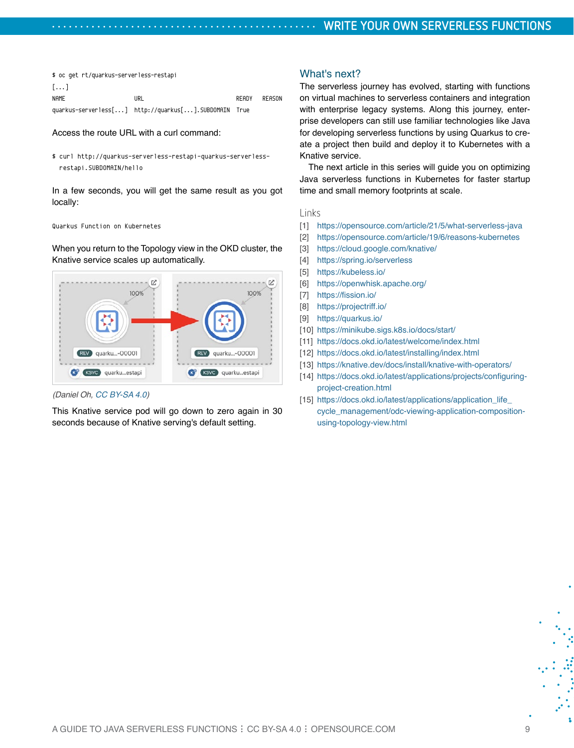```
$ oc get rt/quarkus-serverless-restapi
[...]
NAME                    URL                             READY   REASON
quarkus-serverless[...]  http://quarkus[...].SUBDOMAIN  True
```

Access the route URL with a curl command:

```
$ curl http://quarkus-serverless-restapi-quarkus-serverless-
  restapi.SUBDOMAIN/hello
```

In a few seconds, you will get the same result as you got locally:

```
Quarkus Function on Kubernetes
```

When you return to the Topology view in the OKD cluster, the Knative service scales up automatically.

*(Daniel Oh, CC BY-SA 4.0)*

This Knative service pod will go down to zero again in 30 seconds because of Knative serving's default setting.

## What's next?

The serverless journey has evolved, starting with functions on virtual machines to serverless containers and integration with enterprise legacy systems. Along this journey, enterprise developers can still use familiar technologies like Java for developing serverless functions by using Quarkus to create a project then build and deploy it to Kubernetes with a Knative service.

The next article in this series will guide you on optimizing Java serverless functions in Kubernetes for faster startup time and small memory footprints at scale.

### Links

[1] https://opensource.com/article/21/5/what-serverless-java
[2] https://opensource.com/article/19/6/reasons-kubernetes
[3] https://cloud.google.com/knative/
[4] https://spring.io/serverless
[5] https://kubeless.io/
[6] https://openwhisk.apache.org/
[7] https://fission.io/
[8] https://projectriff.io/
[9] https://quarkus.io/
[10] https://minikube.sigs.k8s.io/docs/start/
[11] https://docs.okd.io/latest/welcome/index.html
[12] https://docs.okd.io/latest/installing/index.html
[13] https://knative.dev/docs/install/knative-with-operators/
[14] https://docs.okd.io/latest/applications/projects/configuring-project-creation.html
[15] https://docs.okd.io/latest/applications/application_life_cycle_management/odc-viewing-application-composition-using-topology-view.html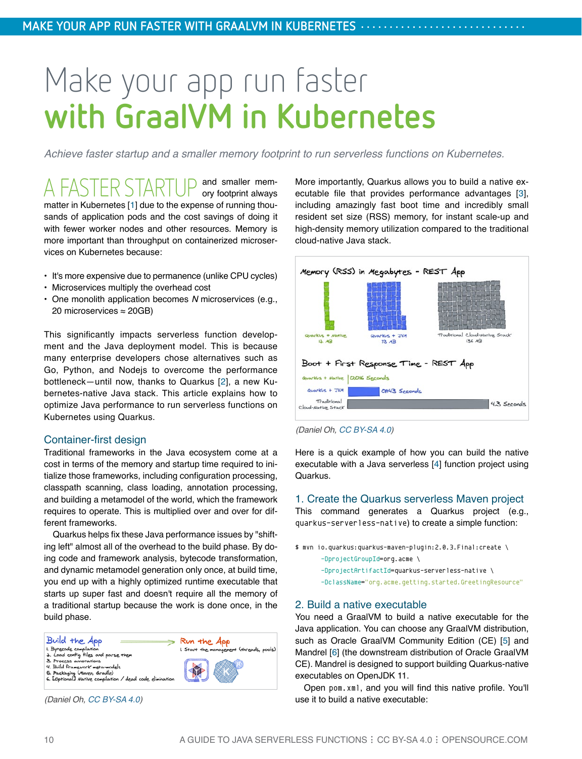# Make your app run faster **with GraalVM in Kubernetes**

*Achieve faster startup and a smaller memory footprint to run serverless functions on Kubernetes.*

A FASTER STARTUP and smaller memory footprint always matter in Kubernetes [1] due to the expense of running thousands of application pods and the cost savings of doing it with fewer worker nodes and other resources. Memory is more important than throughput on containerized microservices on Kubernetes because:

- It's more expensive due to permanence (unlike CPU cycles)
- Microservices multiply the overhead cost
- One monolith application becomes *N* microservices (e.g., 20 microservices ≈ 20GB)

This significantly impacts serverless function development and the Java deployment model. This is because many enterprise developers chose alternatives such as Go, Python, and Nodejs to overcome the performance bottleneck—until now, thanks to Quarkus [2], a new Kubernetes-native Java stack. This article explains how to optimize Java performance to run serverless functions on Kubernetes using Quarkus.

## Container-first design

Traditional frameworks in the Java ecosystem come at a cost in terms of the memory and startup time required to initialize those frameworks, including configuration processing, classpath scanning, class loading, annotation processing, and building a metamodel of the world, which the framework requires to operate. This is multiplied over and over for different frameworks.

Quarkus helps fix these Java performance issues by "shifting left" almost all of the overhead to the build phase. By doing code and framework analysis, bytecode transformation, and dynamic metamodel generation only once, at build time, you end up with a highly optimized runtime executable that starts up super fast and doesn't require all the memory of a traditional startup because the work is done once, in the build phase.

(Daniel Oh, CC BY-SA 4.0)

More importantly, Quarkus allows you to build a native executable file that provides performance advantages [3], including amazingly fast boot time and incredibly small resident set size (RSS) memory, for instant scale-up and high-density memory utilization compared to the traditional cloud-native Java stack.

(Daniel Oh, CC BY-SA 4.0)

Here is a quick example of how you can build the native executable with a Java serverless [4] function project using Quarkus.

## 1. Create the Quarkus serverless Maven project

This command generates a Quarkus project (e.g., `quarkus-serverless-native`) to create a simple function:

```
$ mvn io.quarkus:quarkus-maven-plugin:2.0.3.Final:create \
       -DprojectGroupId=org.acme \
       -DprojectArtifactId=quarkus-serverless-native \
       -DclassName="org.acme.getting.started.GreetingResource"
```

## 2. Build a native executable

You need a GraalVM to build a native executable for the Java application. You can choose any GraalVM distribution, such as Oracle GraalVM Community Edition (CE) [5] and Mandrel [6] (the downstream distribution of Oracle GraalVM CE). Mandrel is designed to support building Quarkus-native executables on OpenJDK 11.

Open `pom.xml`, and you will find this native profile. You'll use it to build a native executable: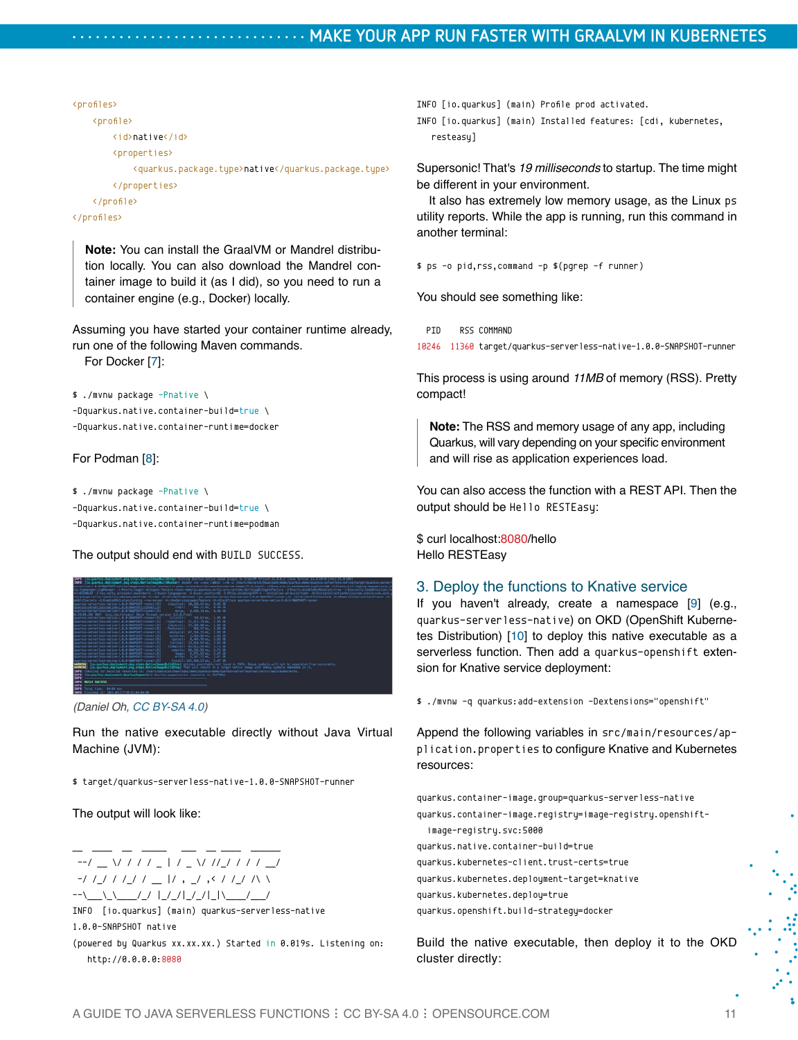```
<profiles>
    <profile>
        <id>native</id>
        <properties>
            <quarkus.package.type>native</quarkus.package.type>
        </properties>
    </profile>
</profiles>
```

> **Note:** You can install the GraalVM or Mandrel distribution locally. You can also download the Mandrel container image to build it (as I did), so you need to run a container engine (e.g., Docker) locally.

Assuming you have started your container runtime already, run one of the following Maven commands.

For Docker [7]:

```
$ ./mvnw package -Pnative \
-Dquarkus.native.container-build=true \
-Dquarkus.native.container-runtime=docker
```

For Podman [8]:

```
$ ./mvnw package -Pnative \
-Dquarkus.native.container-build=true \
-Dquarkus.native.container-runtime=podman
```

The output should end with `BUILD SUCCESS`.

(Daniel Oh, CC BY-SA 4.0)

Run the native executable directly without Java Virtual Machine (JVM):

```
$ target/quarkus-serverless-native-1.0.0-SNAPSHOT-runner
```

The output will look like:

```
__  ____  __  _____   ___  __ ____  ______
 --/ __ \/ / / / _ | / _ \/ //_/ / / / __/
 -/ /_/ / /_/ / __ |/ , _/ ,< / /_/ /\ \
--\___\_\____/_/ |_/_/|_/_/|_|\____/___/
INFO  [io.quarkus] (main) quarkus-serverless-native
1.0.0-SNAPSHOT native
(powered by Quarkus xx.xx.xx.) Started in 0.019s. Listening on:
  http://0.0.0.0:8080
INFO [io.quarkus] (main) Profile prod activated.
INFO [io.quarkus] (main) Installed features: [cdi, kubernetes,
  resteasy]
```

Supersonic! That's *19 milliseconds* to startup. The time might be different in your environment.

It also has extremely low memory usage, as the Linux `ps` utility reports. While the app is running, run this command in another terminal:

```
$ ps -o pid,rss,command -p $(pgrep -f runner)
```

You should see something like:

```
  PID    RSS COMMAND
10246  11360 target/quarkus-serverless-native-1.0.0-SNAPSHOT-runner
```

This process is using around *11MB* of memory (RSS). Pretty compact!

> **Note:** The RSS and memory usage of any app, including Quarkus, will vary depending on your specific environment and will rise as application experiences load.

You can also access the function with a REST API. Then the output should be `Hello RESTEasy`:

$ curl localhost:8080/hello
Hello RESTEasy

## 3. Deploy the functions to Knative service

If you haven't already, create a namespace [9] (e.g., `quarkus-serverless-native`) on OKD (OpenShift Kubernetes Distribution) [10] to deploy this native executable as a serverless function. Then add a `quarkus-openshift` extension for Knative service deployment:

```
$ ./mvnw -q quarkus:add-extension -Dextensions="openshift"
```

Append the following variables in `src/main/resources/application.properties` to configure Knative and Kubernetes resources:

```
quarkus.container-image.group=quarkus-serverless-native
quarkus.container-image.registry=image-registry.openshift-
  image-registry.svc:5000
quarkus.native.container-build=true
quarkus.kubernetes-client.trust-certs=true
quarkus.kubernetes.deployment-target=knative
quarkus.kubernetes.deploy=true
quarkus.openshift.build-strategy=docker
```

Build the native executable, then deploy it to the OKD cluster directly: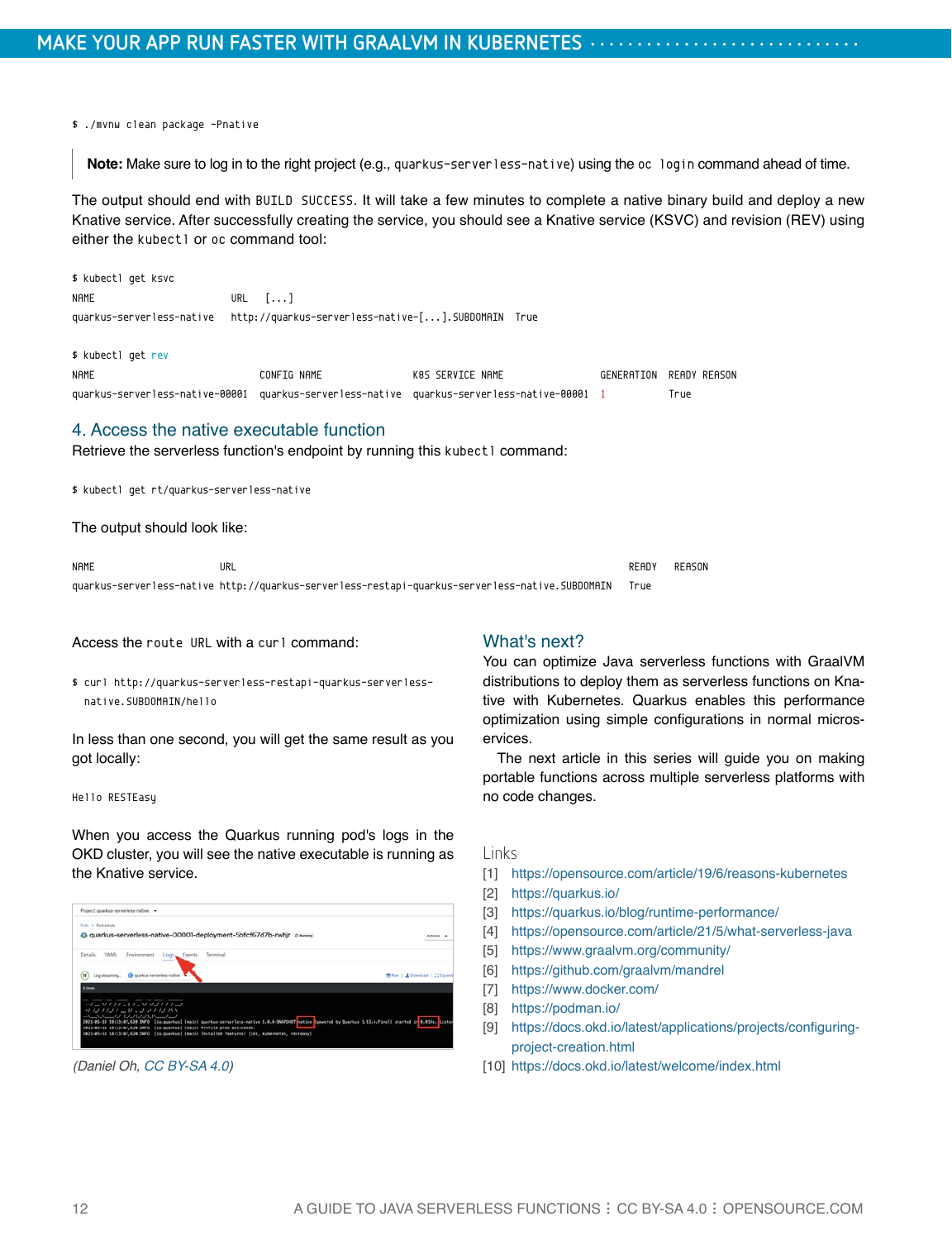```
$ ./mvnw clean package -Pnative
```

> **Note:** Make sure to log in to the right project (e.g., `quarkus-serverless-native`) using the `oc login` command ahead of time.

The output should end with `BUILD SUCCESS`. It will take a few minutes to complete a native binary build and deploy a new Knative service. After successfully creating the service, you should see a Knative service (KSVC) and revision (REV) using either the `kubectl` or `oc` command tool:

```
$ kubectl get ksvc
NAME                      URL   [...]
quarkus-serverless-native   http://quarkus-serverless-native-[...].SUBDOMAIN  True

$ kubectl get rev
NAME                            CONFIG NAME                K8S SERVICE NAME                GENERATION  READY REASON
quarkus-serverless-native-00001  quarkus-serverless-native  quarkus-serverless-native-00001  1           True
```

## 4. Access the native executable function

Retrieve the serverless function's endpoint by running this `kubectl` command:

```
$ kubectl get rt/quarkus-serverless-native
```

The output should look like:

```
NAME                      URL                                                                  READY   REASON
quarkus-serverless-native http://quarkus-serverless-restapi-quarkus-serverless-native.SUBDOMAIN   True
```

Access the `route URL` with a `curl` command:

```
$ curl http://quarkus-serverless-restapi-quarkus-serverless-
  native.SUBDOMAIN/hello
```

In less than one second, you will get the same result as you got locally:

```
Hello RESTEasy
```

When you access the Quarkus running pod's logs in the OKD cluster, you will see the native executable is running as the Knative service.

*(Daniel Oh, CC BY-SA 4.0)*

## What's next?

You can optimize Java serverless functions with GraalVM distributions to deploy them as serverless functions on Knative with Kubernetes. Quarkus enables this performance optimization using simple configurations in normal microservices.

The next article in this series will guide you on making portable functions across multiple serverless platforms with no code changes.

### Links

[1] https://opensource.com/article/19/6/reasons-kubernetes
[2] https://quarkus.io/
[3] https://quarkus.io/blog/runtime-performance/
[4] https://opensource.com/article/21/5/what-serverless-java
[5] https://www.graalvm.org/community/
[6] https://github.com/graalvm/mandrel
[7] https://www.docker.com/
[8] https://podman.io/
[9] https://docs.okd.io/latest/applications/projects/configuring-project-creation.html
[10] https://docs.okd.io/latest/welcome/index.html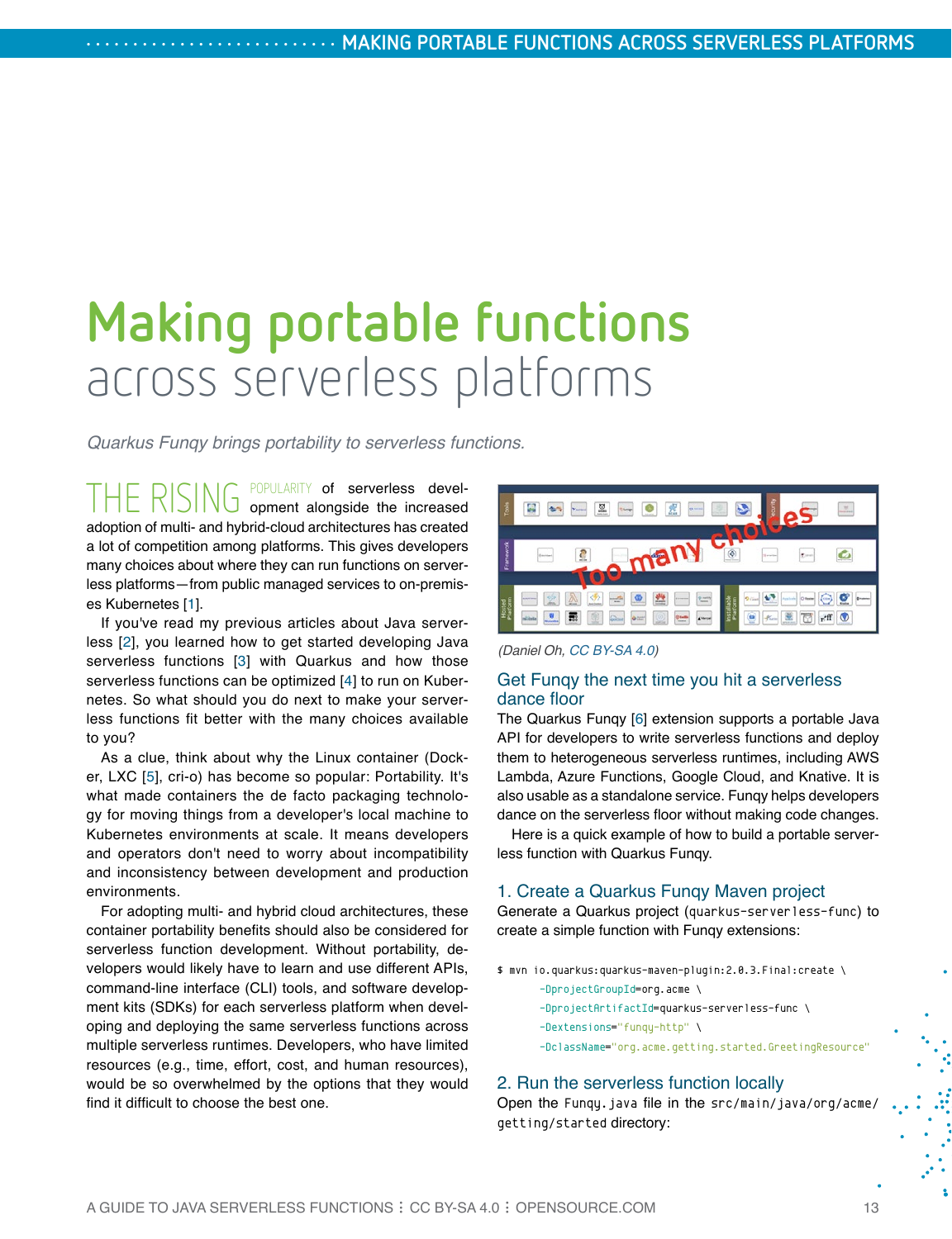# Making portable functions across serverless platforms

*Quarkus Funqy brings portability to serverless functions.*

THE RISING POPULARITY of serverless development alongside the increased adoption of multi- and hybrid-cloud architectures has created a lot of competition among platforms. This gives developers many choices about where they can run functions on serverless platforms—from public managed services to on-premises Kubernetes [1].

If you've read my previous articles about Java serverless [2], you learned how to get started developing Java serverless functions [3] with Quarkus and how those serverless functions can be optimized [4] to run on Kubernetes. So what should you do next to make your serverless functions fit better with the many choices available to you?

As a clue, think about why the Linux container (Docker, LXC [5], cri-o) has become so popular: Portability. It's what made containers the de facto packaging technology for moving things from a developer's local machine to Kubernetes environments at scale. It means developers and operators don't need to worry about incompatibility and inconsistency between development and production environments.

For adopting multi- and hybrid cloud architectures, these container portability benefits should also be considered for serverless function development. Without portability, developers would likely have to learn and use different APIs, command-line interface (CLI) tools, and software development kits (SDKs) for each serverless platform when developing and deploying the same serverless functions across multiple serverless runtimes. Developers, who have limited resources (e.g., time, effort, cost, and human resources), would be so overwhelmed by the options that they would find it difficult to choose the best one.

(Daniel Oh, CC BY-SA 4.0)

## Get Funqy the next time you hit a serverless dance floor

The Quarkus Funqy [6] extension supports a portable Java API for developers to write serverless functions and deploy them to heterogeneous serverless runtimes, including AWS Lambda, Azure Functions, Google Cloud, and Knative. It is also usable as a standalone service. Funqy helps developers dance on the serverless floor without making code changes.

Here is a quick example of how to build a portable serverless function with Quarkus Funqy.

## 1. Create a Quarkus Funqy Maven project

Generate a Quarkus project (`quarkus-serverless-func`) to create a simple function with Funqy extensions:

```
$ mvn io.quarkus:quarkus-maven-plugin:2.0.3.Final:create \
       -DprojectGroupId=org.acme \
       -DprojectArtifactId=quarkus-serverless-func \
       -Dextensions="funqy-http" \
       -DclassName="org.acme.getting.started.GreetingResource"
```

## 2. Run the serverless function locally

Open the `Funqy.java` file in the `src/main/java/org/acme/getting/started` directory: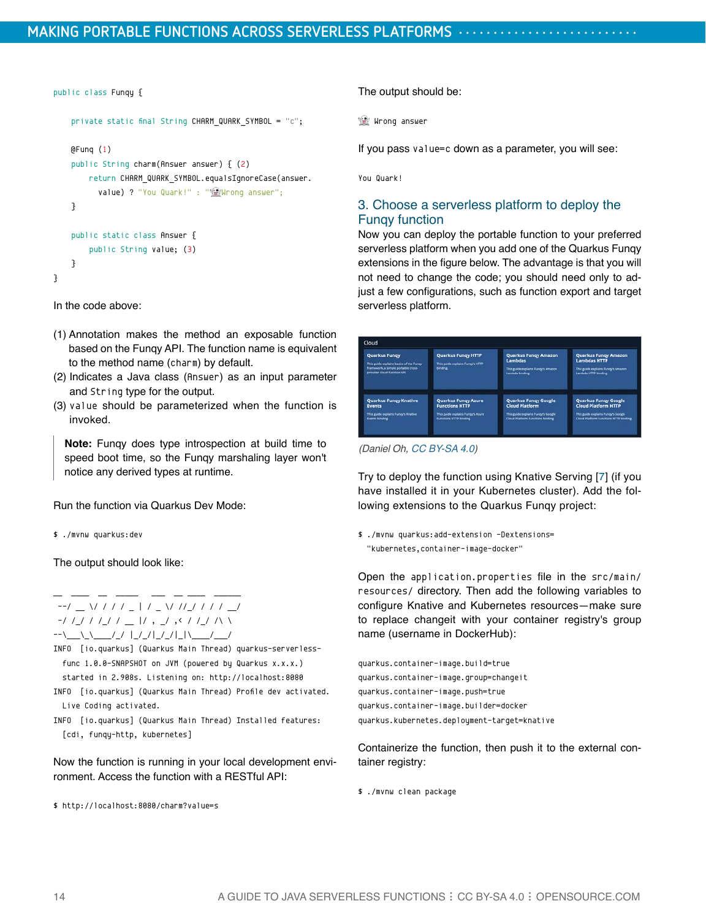```java
public class Funqy {

    private static final String CHARM_QUARK_SYMBOL = "c";

    @Funq (1)
    public String charm(Answer answer) { (2)
        return CHARM_QUARK_SYMBOL.equalsIgnoreCase(answer.
          value) ? "You Quark!" : "👻Wrong answer";
    }

    public static class Answer {
        public String value; (3)
    }
}
```

In the code above:

(1) Annotation makes the method an exposable function based on the Funqy API. The function name is equivalent to the method name (`charm`) by default.
(2) Indicates a Java class (`Answer`) as an input parameter and `String` type for the output.
(3) `value` should be parameterized when the function is invoked.

> **Note:** Funqy does type introspection at build time to speed boot time, so the Funqy marshaling layer won't notice any derived types at runtime.

Run the function via Quarkus Dev Mode:

```
$ ./mvnw quarkus:dev
```

The output should look like:

```
__  ____  __  _____   ___  __ ____  ______
 --/ __ \/ / / / _ | / _ \/ //_/ / / / __/
 -/ /_/ / /_/ / __ |/ , _/ ,< / /_/ /\ \
--\___\_\____/_/ |_/_/|_/_/|_|\____/___/
INFO  [io.quarkus] (Quarkus Main Thread) quarkus-serverless-
  func 1.0.0-SNAPSHOT on JVM (powered by Quarkus x.x.x.)
  started in 2.908s. Listening on: http://localhost:8080
INFO  [io.quarkus] (Quarkus Main Thread) Profile dev activated.
  Live Coding activated.
INFO  [io.quarkus] (Quarkus Main Thread) Installed features:
  [cdi, funqy-http, kubernetes]
```

Now the function is running in your local development environment. Access the function with a RESTful API:

```
$ http://localhost:8080/charm?value=s
```

The output should be:

```
👻 Wrong answer
```

If you pass `value=c` down as a parameter, you will see:

```
You Quark!
```

## 3. Choose a serverless platform to deploy the Funqy function

Now you can deploy the portable function to your preferred serverless platform when you add one of the Quarkus Funqy extensions in the figure below. The advantage is that you will not need to change the code; you should need only to adjust a few configurations, such as function export and target serverless platform.

*(Daniel Oh, CC BY-SA 4.0)*

Try to deploy the function using Knative Serving [7] (if you have installed it in your Kubernetes cluster). Add the following extensions to the Quarkus Funqy project:

```
$ ./mvnw quarkus:add-extension -Dextensions=
  "kubernetes,container-image-docker"
```

Open the `application.properties` file in the `src/main/resources/` directory. Then add the following variables to configure Knative and Kubernetes resources—make sure to replace changeit with your container registry's group name (username in DockerHub):

```
quarkus.container-image.build=true
quarkus.container-image.group=changeit
quarkus.container-image.push=true
quarkus.container-image.builder=docker
quarkus.kubernetes.deployment-target=knative
```

Containerize the function, then push it to the external container registry:

```
$ ./mvnw clean package
```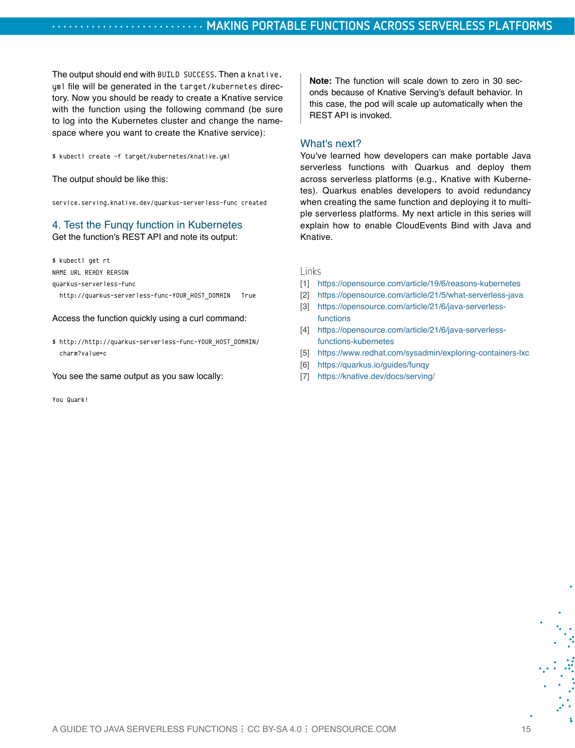The output should end with `BUILD SUCCESS`. Then a `knative.yml` file will be generated in the `target/kubernetes` directory. Now you should be ready to create a Knative service with the function using the following command (be sure to log into the Kubernetes cluster and change the namespace where you want to create the Knative service):

```
$ kubectl create -f target/kubernetes/knative.yml
```

The output should be like this:

```
service.serving.knative.dev/quarkus-serverless-func created
```

### 4. Test the Funqy function in Kubernetes

Get the function's REST API and note its output:

```
$ kubectl get rt
NAME URL READY REASON
quarkus-serverless-func
  http://quarkus-serverless-func-YOUR_HOST_DOMAIN   True
```

Access the function quickly using a curl command:

```
$ http://http://quarkus-serverless-func-YOUR_HOST_DOMAIN/
  charm?value=c
```

You see the same output as you saw locally:

```
You Quark!
```

> **Note:** The function will scale down to zero in 30 seconds because of Knative Serving's default behavior. In this case, the pod will scale up automatically when the REST API is invoked.

### What's next?

You've learned how developers can make portable Java serverless functions with Quarkus and deploy them across serverless platforms (e.g., Knative with Kubernetes). Quarkus enables developers to avoid redundancy when creating the same function and deploying it to multiple serverless platforms. My next article in this series will explain how to enable CloudEvents Bind with Java and Knative.

#### Links

[1] https://opensource.com/article/19/6/reasons-kubernetes
[2] https://opensource.com/article/21/5/what-serverless-java
[3] https://opensource.com/article/21/6/java-serverless-functions
[4] https://opensource.com/article/21/6/java-serverless-functions-kubernetes
[5] https://www.redhat.com/sysadmin/exploring-containers-lxc
[6] https://quarkus.io/guides/funqy
[7] https://knative.dev/docs/serving/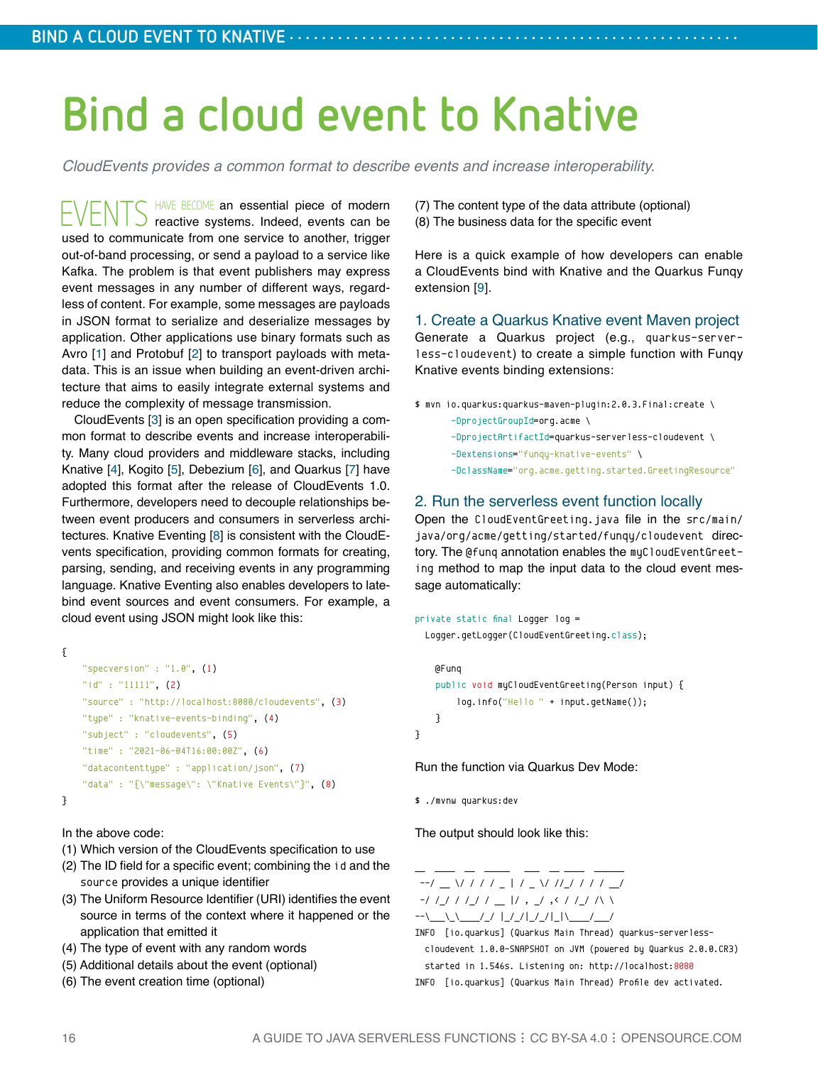# Bind a cloud event to Knative

*CloudEvents provides a common format to describe events and increase interoperability.*

EVENTS HAVE BECOME an essential piece of modern reactive systems. Indeed, events can be used to communicate from one service to another, trigger out-of-band processing, or send a payload to a service like Kafka. The problem is that event publishers may express event messages in any number of different ways, regardless of content. For example, some messages are payloads in JSON format to serialize and deserialize messages by application. Other applications use binary formats such as Avro [1] and Protobuf [2] to transport payloads with metadata. This is an issue when building an event-driven architecture that aims to easily integrate external systems and reduce the complexity of message transmission.

CloudEvents [3] is an open specification providing a common format to describe events and increase interoperability. Many cloud providers and middleware stacks, including Knative [4], Kogito [5], Debezium [6], and Quarkus [7] have adopted this format after the release of CloudEvents 1.0. Furthermore, developers need to decouple relationships between event producers and consumers in serverless architectures. Knative Eventing [8] is consistent with the CloudEvents specification, providing common formats for creating, parsing, sending, and receiving events in any programming language. Knative Eventing also enables developers to late-bind event sources and event consumers. For example, a cloud event using JSON might look like this:

```
{
    "specversion" : "1.0", (1)
    "id" : "11111", (2)
    "source" : "http://localhost:8080/cloudevents", (3)
    "type" : "knative-events-binding", (4)
    "subject" : "cloudevents", (5)
    "time" : "2021-06-04T16:00:00Z", (6)
    "datacontenttype" : "application/json", (7)
    "data" : "{\"message\": \"Knative Events\"}", (8)
}
```

In the above code:

(1) Which version of the CloudEvents specification to use
(2) The ID field for a specific event; combining the `id` and the `source` provides a unique identifier
(3) The Uniform Resource Identifier (URI) identifies the event source in terms of the context where it happened or the application that emitted it
(4) The type of event with any random words
(5) Additional details about the event (optional)
(6) The event creation time (optional)
(7) The content type of the data attribute (optional)
(8) The business data for the specific event

Here is a quick example of how developers can enable a CloudEvents bind with Knative and the Quarkus Funqy extension [9].

## 1. Create a Quarkus Knative event Maven project

Generate a Quarkus project (e.g., `quarkus-serverless-cloudevent`) to create a simple function with Funqy Knative events binding extensions:

```
$ mvn io.quarkus:quarkus-maven-plugin:2.0.3.Final:create \
       -DprojectGroupId=org.acme \
       -DprojectArtifactId=quarkus-serverless-cloudevent \
       -Dextensions="funqy-knative-events" \
       -DclassName="org.acme.getting.started.GreetingResource"
```

## 2. Run the serverless event function locally

Open the `CloudEventGreeting.java` file in the `src/main/java/org/acme/getting/started/funqy/cloudevent` directory. The `@funq` annotation enables the `myCloudEventGreeting` method to map the input data to the cloud event message automatically:

```
private static final Logger log =
  Logger.getLogger(CloudEventGreeting.class);

    @Funq
    public void myCloudEventGreeting(Person input) {
        log.info("Hello " + input.getName());
    }
}
```

Run the function via Quarkus Dev Mode:

```
$ ./mvnw quarkus:dev
```

The output should look like this:

```
__  ____  __  _____   ___  __ ____  ______
 --/ __ \/ / / / _ | / _ \/ //_/ / / / __/
 -/ /_/ / /_/ / __ |/ , _/ ,< / /_/ /\ \
--\___\_\____/_/ |_/_/|_/_/|_|\____/___/
INFO  [io.quarkus] (Quarkus Main Thread) quarkus-serverless-
  cloudevent 1.0.0-SNAPSHOT on JVM (powered by Quarkus 2.0.0.CR3)
  started in 1.546s. Listening on: http://localhost:8080
INFO  [io.quarkus] (Quarkus Main Thread) Profile dev activated.
```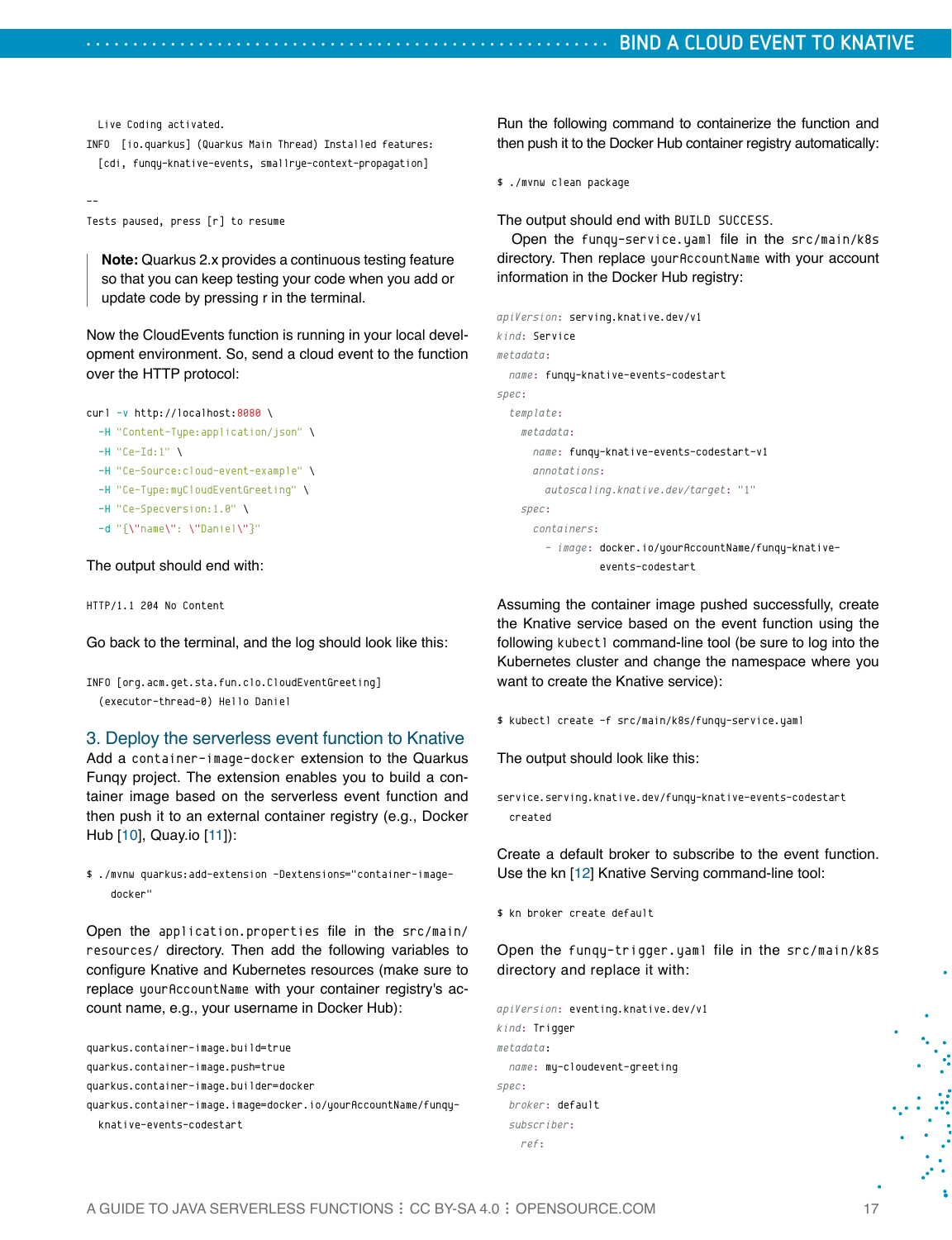```
  Live Coding activated.
INFO  [io.quarkus] (Quarkus Main Thread) Installed features:
  [cdi, funqy-knative-events, smallrye-context-propagation]

--
Tests paused, press [r] to resume
```

> **Note:** Quarkus 2.x provides a continuous testing feature so that you can keep testing your code when you add or update code by pressing r in the terminal.

Now the CloudEvents function is running in your local development environment. So, send a cloud event to the function over the HTTP protocol:

```
curl -v http://localhost:8080 \
  -H "Content-Type:application/json" \
  -H "Ce-Id:1" \
  -H "Ce-Source:cloud-event-example" \
  -H "Ce-Type:myCloudEventGreeting" \
  -H "Ce-Specversion:1.0" \
  -d "{\"name\": \"Daniel\"}"
```

The output should end with:

```
HTTP/1.1 204 No Content
```

Go back to the terminal, and the log should look like this:

```
INFO [org.acm.get.sta.fun.clo.CloudEventGreeting]
  (executor-thread-0) Hello Daniel
```

### 3. Deploy the serverless event function to Knative

Add a `container-image-docker` extension to the Quarkus Funqy project. The extension enables you to build a container image based on the serverless event function and then push it to an external container registry (e.g., Docker Hub [10], Quay.io [11]):

```
$ ./mvnw quarkus:add-extension -Dextensions="container-image-
    docker"
```

Open the `application.properties` file in the `src/main/resources/` directory. Then add the following variables to configure Knative and Kubernetes resources (make sure to replace `yourAccountName` with your container registry's account name, e.g., your username in Docker Hub):

```
quarkus.container-image.build=true
quarkus.container-image.push=true
quarkus.container-image.builder=docker
quarkus.container-image.image=docker.io/yourAccountName/funqy-
  knative-events-codestart
```

Run the following command to containerize the function and then push it to the Docker Hub container registry automatically:

```
$ ./mvnw clean package
```

The output should end with `BUILD SUCCESS`.

Open the `funqy-service.yaml` file in the `src/main/k8s` directory. Then replace `yourAccountName` with your account information in the Docker Hub registry:

```yaml
apiVersion: serving.knative.dev/v1
kind: Service
metadata:
  name: funqy-knative-events-codestart
spec:
  template:
    metadata:
      name: funqy-knative-events-codestart-v1
      annotations:
        autoscaling.knative.dev/target: "1"
    spec:
      containers:
        - image: docker.io/yourAccountName/funqy-knative-
            events-codestart
```

Assuming the container image pushed successfully, create the Knative service based on the event function using the following `kubectl` command-line tool (be sure to log into the Kubernetes cluster and change the namespace where you want to create the Knative service):

```
$ kubectl create -f src/main/k8s/funqy-service.yaml
```

The output should look like this:

```
service.serving.knative.dev/funqy-knative-events-codestart
  created
```

Create a default broker to subscribe to the event function. Use the kn [12] Knative Serving command-line tool:

```
$ kn broker create default
```

Open the `funqy-trigger.yaml` file in the `src/main/k8s` directory and replace it with:

```yaml
apiVersion: eventing.knative.dev/v1
kind: Trigger
metadata:
  name: my-cloudevent-greeting
spec:
  broker: default
  subscriber:
    ref:
```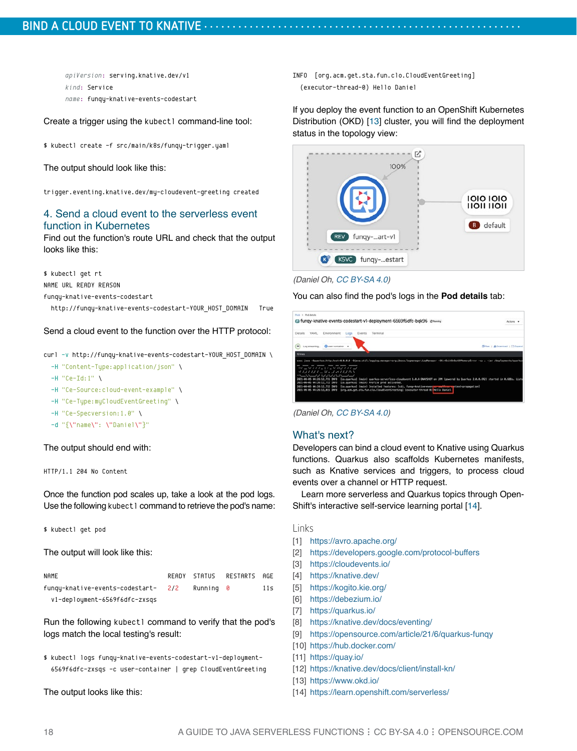```
apiVersion: serving.knative.dev/v1
kind: Service
name: funqy-knative-events-codestart
```

Create a trigger using the `kubectl` command-line tool:

```
$ kubectl create -f src/main/k8s/funqy-trigger.yaml
```

The output should look like this:

```
trigger.eventing.knative.dev/my-cloudevent-greeting created
```

## 4. Send a cloud event to the serverless event function in Kubernetes

Find out the function's route URL and check that the output looks like this:

```
$ kubectl get rt
NAME URL READY REASON
funqy-knative-events-codestart
  http://funqy-knative-events-codestart-YOUR_HOST_DOMAIN   True
```

Send a cloud event to the function over the HTTP protocol:

```
curl -v http://funqy-knative-events-codestart-YOUR_HOST_DOMAIN \
  -H "Content-Type:application/json" \
  -H "Ce-Id:1" \
  -H "Ce-Source:cloud-event-example" \
  -H "Ce-Type:myCloudEventGreeting" \
  -H "Ce-Specversion:1.0" \
  -d "{\"name\": \"Daniel\"}"
```

The output should end with:

```
HTTP/1.1 204 No Content
```

Once the function pod scales up, take a look at the pod logs. Use the following `kubectl` command to retrieve the pod's name:

```
$ kubectl get pod
```

The output will look like this:

```
NAME                              READY   STATUS    RESTARTS   AGE
funqy-knative-events-codestart-   2/2     Running   0          11s
  v1-deployment-6569f6dfc-zxsqs
```

Run the following `kubectl` command to verify that the pod's logs match the local testing's result:

```
$ kubectl logs funqy-knative-events-codestart-v1-deployment-
  6569f6dfc-zxsqs -c user-container | grep CloudEventGreeting
```

The output looks like this:

```
INFO  [org.acm.get.sta.fun.clo.CloudEventGreeting]
  (executor-thread-0) Hello Daniel
```

If you deploy the event function to an OpenShift Kubernetes Distribution (OKD) [13] cluster, you will find the deployment status in the topology view:

(Daniel Oh, CC BY-SA 4.0)

You can also find the pod's logs in the **Pod details** tab:

(Daniel Oh, CC BY-SA 4.0)

## What's next?

Developers can bind a cloud event to Knative using Quarkus functions. Quarkus also scaffolds Kubernetes manifests, such as Knative services and triggers, to process cloud events over a channel or HTTP request.

Learn more serverless and Quarkus topics through OpenShift's interactive self-service learning portal [14].

### Links

[1] https://avro.apache.org/
[2] https://developers.google.com/protocol-buffers
[3] https://cloudevents.io/
[4] https://knative.dev/
[5] https://kogito.kie.org/
[6] https://debezium.io/
[7] https://quarkus.io/
[8] https://knative.dev/docs/eventing/
[9] https://opensource.com/article/21/6/quarkus-funqy
[10] https://hub.docker.com/
[11] https://quay.io/
[12] https://knative.dev/docs/client/install-kn/
[13] https://www.okd.io/
[14] https://learn.openshift.com/serverless/